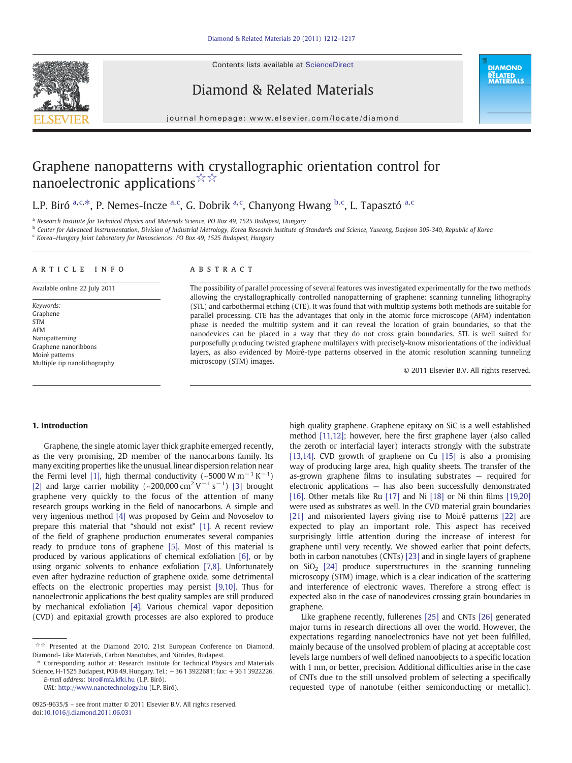# Graphene nanopatterns with crystallographic orientation control for nanoelectronic applications ☆☆

L.P. Biró [a,c,*], P. Nemes-Incze [a,c], G. Dobrik [a,c], Chanyong Hwang [b,c], L. Tapasztó [a,c]

[a] Research Institute for Technical Physics and Materials Science, PO Box 49, 1525 Budapest, Hungary
[b] Center for Advanced Instrumentation, Division of Industrial Metrology, Korea Research Institute of Standards and Science, Yuseong, Daejeon 305-340, Republic of Korea
[c] Korea–Hungary Joint Laboratory for Nanosciences, PO Box 49, 1525 Budapest, Hungary

## ARTICLE INFO

Available online 22 July 2011

*Keywords:*
Graphene
STM
AFM
Nanopatterning
Graphene nanoribbons
Moiré patterns
Multiple tip nanolithography

## ABSTRACT

The possibility of parallel processing of several features was investigated experimentally for the two methods allowing the crystallographically controlled nanopatterning of graphene: scanning tunneling lithography (STL) and carbothermal etching (CTE). It was found that with multitip systems both methods are suitable for parallel processing. CTE has the advantages that only in the atomic force microscope (AFM) indentation phase is needed the multitip system and it can reveal the location of grain boundaries, so that the nanodevices can be placed in a way that they do not cross grain boundaries. STL is well suited for purposefully producing twisted graphene multilayers with precisely-know misorientations of the individual layers, as also evidenced by Moiré-type patterns observed in the atomic resolution scanning tunneling microscopy (STM) images.

© 2011 Elsevier B.V. All rights reserved.

## 1. Introduction

Graphene, the single atomic layer thick graphite emerged recently, as the very promising, 2D member of the nanocarbons family. Its many exciting properties like the unusual, linear dispersion relation near the Fermi level [1], high thermal conductivity (~5000 W m$^{-1}$ K$^{-1}$) [2] and large carrier mobility (~200,000 cm$^2$ V$^{-1}$ s$^{-1}$) [3] brought graphene very quickly to the focus of the attention of many research groups working in the field of nanocarbons. A simple and very ingenious method [4] was proposed by Geim and Novoselov to prepare this material that "should not exist" [1]. A recent review of the field of graphene production enumerates several companies ready to produce tons of graphene [5]. Most of this material is produced by various applications of chemical exfoliation [6], or by using organic solvents to enhance exfoliation [7,8]. Unfortunately even after hydrazine reduction of graphene oxide, some detrimental effects on the electronic properties may persist [9,10]. Thus for nanoelectronic applications the best quality samples are still produced by mechanical exfoliation [4]. Various chemical vapor deposition (CVD) and epitaxial growth processes are also explored to produce high quality graphene. Graphene epitaxy on SiC is a well established method [11,12]; however, here the first graphene layer (also called the zeroth or interfacial layer) interacts strongly with the substrate [13,14]. CVD growth of graphene on Cu [15] is also a promising way of producing large area, high quality sheets. The transfer of the as-grown graphene films to insulating substrates — required for electronic applications — has also been successfully demonstrated [16]. Other metals like Ru [17] and Ni [18] or Ni thin films [19,20] were used as substrates as well. In the CVD material grain boundaries [21] and misoriented layers giving rise to Moiré patterns [22] are expected to play an important role. This aspect has received surprisingly little attention during the increase of interest for graphene until very recently. We showed earlier that point defects, both in carbon nanotubes (CNTs) [23] and in single layers of graphene on $SiO_2$ [24] produce superstructures in the scanning tunneling microscopy (STM) image, which is a clear indication of the scattering and interference of electronic waves. Therefore a strong effect is expected also in the case of nanodevices crossing grain boundaries in graphene.

Like graphene recently, fullerenes [25] and CNTs [26] generated major turns in research directions all over the world. However, the expectations regarding nanoelectronics have not yet been fulfilled, mainly because of the unsolved problem of placing at acceptable cost levels large numbers of well defined nanoobjects to a specific location with 1 nm, or better, precision. Additional difficulties arise in the case of CNTs due to the still unsolved problem of selecting a specifically requested type of nanotube (either semiconducting or metallic).

---

☆☆ Presented at the Diamond 2010, 21st European Conference on Diamond, Diamond- Like Materials, Carbon Nanotubes, and Nitrides, Budapest.

\* Corresponding author at: Research Institute for Technical Physics and Materials Science, H-1525 Budapest, POB 49, Hungary. Tel.: +36 1 3922681; fax: +36 1 3922226.
*E-mail address:* biro@mfa.kfki.hu (L.P. Biró).
*URL:* http://www.nanotechnology.hu (L.P. Biró).

0925-9635/$ – see front matter © 2011 Elsevier B.V. All rights reserved.
doi:10.1016/j.diamond.2011.06.031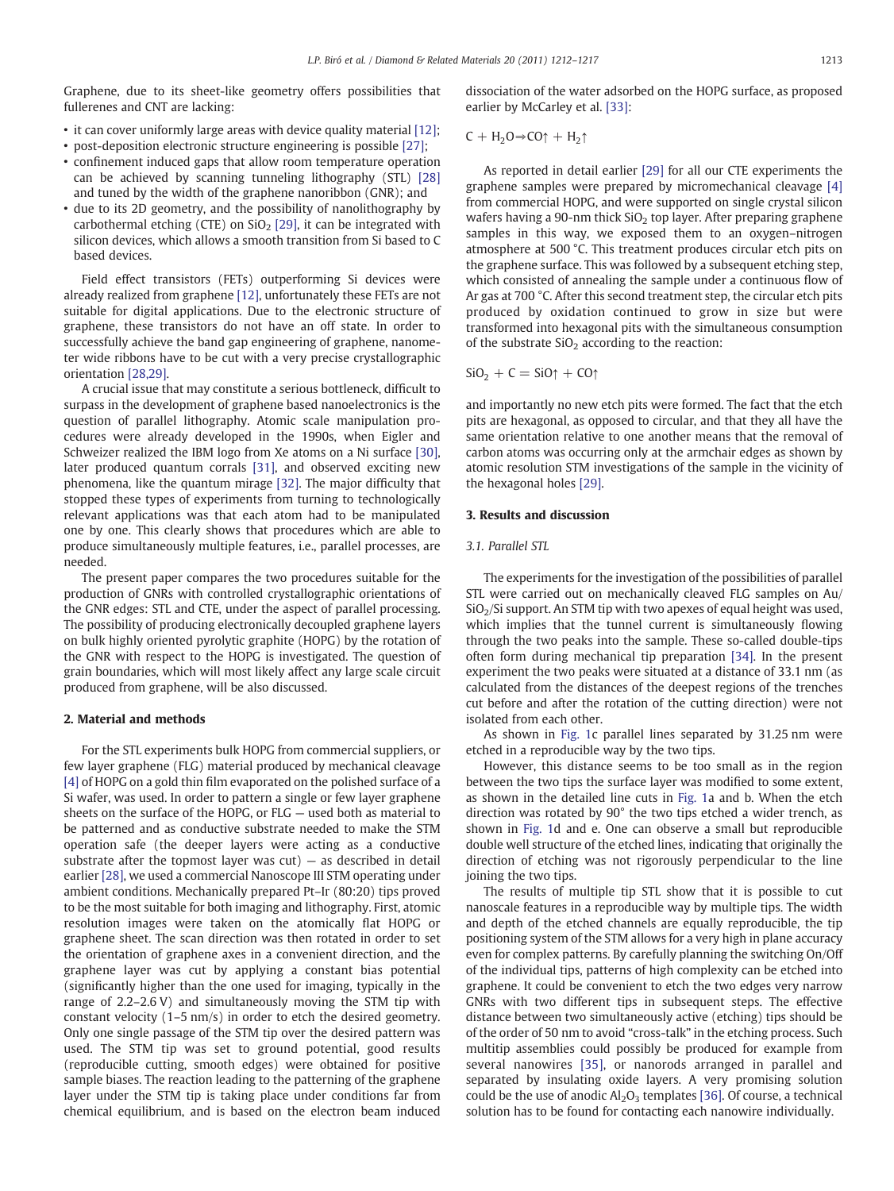Graphene, due to its sheet-like geometry offers possibilities that fullerenes and CNT are lacking:

- it can cover uniformly large areas with device quality material [12];
- post-deposition electronic structure engineering is possible [27];
- confinement induced gaps that allow room temperature operation can be achieved by scanning tunneling lithography (STL) [28] and tuned by the width of the graphene nanoribbon (GNR); and
- due to its 2D geometry, and the possibility of nanolithography by carbothermal etching (CTE) on $SiO_2$ [29], it can be integrated with silicon devices, which allows a smooth transition from Si based to C based devices.

Field effect transistors (FETs) outperforming Si devices were already realized from graphene [12], unfortunately these FETs are not suitable for digital applications. Due to the electronic structure of graphene, these transistors do not have an off state. In order to successfully achieve the band gap engineering of graphene, nanometer wide ribbons have to be cut with a very precise crystallographic orientation [28,29].

A crucial issue that may constitute a serious bottleneck, difficult to surpass in the development of graphene based nanoelectronics is the question of parallel lithography. Atomic scale manipulation procedures were already developed in the 1990s, when Eigler and Schweizer realized the IBM logo from Xe atoms on a Ni surface [30], later produced quantum corrals [31], and observed exciting new phenomena, like the quantum mirage [32]. The major difficulty that stopped these types of experiments from turning to technologically relevant applications was that each atom had to be manipulated one by one. This clearly shows that procedures which are able to produce simultaneously multiple features, i.e., parallel processes, are needed.

The present paper compares the two procedures suitable for the production of GNRs with controlled crystallographic orientations of the GNR edges: STL and CTE, under the aspect of parallel processing. The possibility of producing electronically decoupled graphene layers on bulk highly oriented pyrolytic graphite (HOPG) by the rotation of the GNR with respect to the HOPG is investigated. The question of grain boundaries, which will most likely affect any large scale circuit produced from graphene, will be also discussed.

## 2. Material and methods

For the STL experiments bulk HOPG from commercial suppliers, or few layer graphene (FLG) material produced by mechanical cleavage [4] of HOPG on a gold thin film evaporated on the polished surface of a Si wafer, was used. In order to pattern a single or few layer graphene sheets on the surface of the HOPG, or FLG — used both as material to be patterned and as conductive substrate needed to make the STM operation safe (the deeper layers were acting as a conductive substrate after the topmost layer was cut) — as described in detail earlier [28], we used a commercial Nanoscope III STM operating under ambient conditions. Mechanically prepared Pt–Ir (80:20) tips proved to be the most suitable for both imaging and lithography. First, atomic resolution images were taken on the atomically flat HOPG or graphene sheet. The scan direction was then rotated in order to set the orientation of graphene axes in a convenient direction, and the graphene layer was cut by applying a constant bias potential (significantly higher than the one used for imaging, typically in the range of 2.2–2.6 V) and simultaneously moving the STM tip with constant velocity (1–5 nm/s) in order to etch the desired geometry. Only one single passage of the STM tip over the desired pattern was used. The STM tip was set to ground potential, good results (reproducible cutting, smooth edges) were obtained for positive sample biases. The reaction leading to the patterning of the graphene layer under the STM tip is taking place under conditions far from chemical equilibrium, and is based on the electron beam induced dissociation of the water adsorbed on the HOPG surface, as proposed earlier by McCarley et al. [33]:

$$C + H_2O \Rightarrow CO\uparrow + H_2\uparrow$$

As reported in detail earlier [29] for all our CTE experiments the graphene samples were prepared by micromechanical cleavage [4] from commercial HOPG, and were supported on single crystal silicon wafers having a 90-nm thick $SiO_2$ top layer. After preparing graphene samples in this way, we exposed them to an oxygen–nitrogen atmosphere at 500 °C. This treatment produces circular etch pits on the graphene surface. This was followed by a subsequent etching step, which consisted of annealing the sample under a continuous flow of Ar gas at 700 °C. After this second treatment step, the circular etch pits produced by oxidation continued to grow in size but were transformed into hexagonal pits with the simultaneous consumption of the substrate $SiO_2$ according to the reaction:

$$SiO_2 + C = SiO\uparrow + CO\uparrow$$

and importantly no new etch pits were formed. The fact that the etch pits are hexagonal, as opposed to circular, and that they all have the same orientation relative to one another means that the removal of carbon atoms was occurring only at the armchair edges as shown by atomic resolution STM investigations of the sample in the vicinity of the hexagonal holes [29].

## 3. Results and discussion

### 3.1. Parallel STL

The experiments for the investigation of the possibilities of parallel STL were carried out on mechanically cleaved FLG samples on Au/$SiO_2$/Si support. An STM tip with two apexes of equal height was used, which implies that the tunnel current is simultaneously flowing through the two peaks into the sample. These so-called double-tips often form during mechanical tip preparation [34]. In the present experiment the two peaks were situated at a distance of 33.1 nm (as calculated from the distances of the deepest regions of the trenches cut before and after the rotation of the cutting direction) were not isolated from each other.

As shown in Fig. 1c parallel lines separated by 31.25 nm were etched in a reproducible way by the two tips.

However, this distance seems to be too small as in the region between the two tips the surface layer was modified to some extent, as shown in the detailed line cuts in Fig. 1a and b. When the etch direction was rotated by 90° the two tips etched a wider trench, as shown in Fig. 1d and e. One can observe a small but reproducible double well structure of the etched lines, indicating that originally the direction of etching was not rigorously perpendicular to the line joining the two tips.

The results of multiple tip STL show that it is possible to cut nanoscale features in a reproducible way by multiple tips. The width and depth of the etched channels are equally reproducible, the tip positioning system of the STM allows for a very high in plane accuracy even for complex patterns. By carefully planning the switching On/Off of the individual tips, patterns of high complexity can be etched into graphene. It could be convenient to etch the two edges very narrow GNRs with two different tips in subsequent steps. The effective distance between two simultaneously active (etching) tips should be of the order of 50 nm to avoid "cross-talk" in the etching process. Such multitip assemblies could possibly be produced for example from several nanowires [35], or nanorods arranged in parallel and separated by insulating oxide layers. A very promising solution could be the use of anodic $Al_2O_3$ templates [36]. Of course, a technical solution has to be found for contacting each nanowire individually.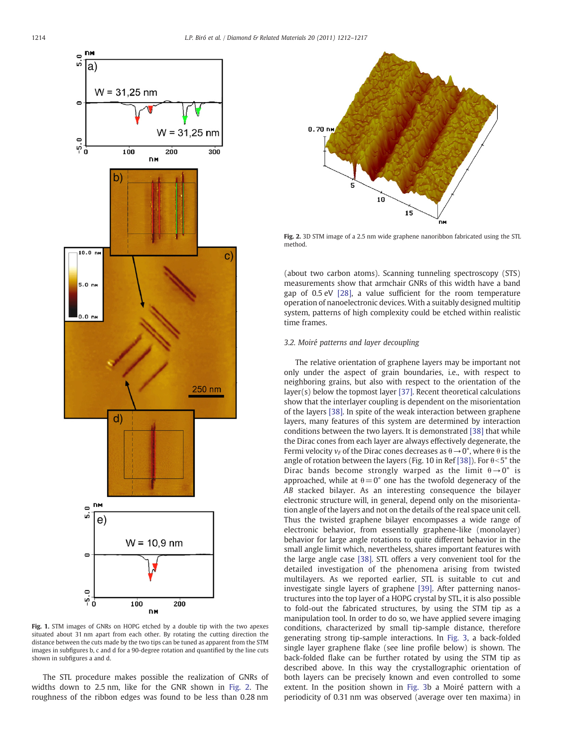Fig. 1. STM images of GNRs on HOPG etched by a double tip with the two apexes situated about 31 nm apart from each other. By rotating the cutting direction the distance between the cuts made by the two tips can be tuned as apparent from the STM images in subfigures b, c and d for a 90-degree rotation and quantified by the line cuts shown in subfigures a and d.

The STL procedure makes possible the realization of GNRs of widths down to 2.5 nm, like for the GNR shown in Fig. 2. The roughness of the ribbon edges was found to be less than 0.28 nm (about two carbon atoms). Scanning tunneling spectroscopy (STS) measurements show that armchair GNRs of this width have a band gap of 0.5 eV [28], a value sufficient for the room temperature operation of nanoelectronic devices. With a suitably designed multitip system, patterns of high complexity could be etched within realistic time frames.

Fig. 2. 3D STM image of a 2.5 nm wide graphene nanoribbon fabricated using the STL method.

### 3.2. Moiré patterns and layer decoupling

The relative orientation of graphene layers may be important not only under the aspect of grain boundaries, i.e., with respect to neighboring grains, but also with respect to the orientation of the layer(s) below the topmost layer [37]. Recent theoretical calculations show that the interlayer coupling is dependent on the misorientation of the layers [38]. In spite of the weak interaction between graphene layers, many features of this system are determined by interaction conditions between the two layers. It is demonstrated [38] that while the Dirac cones from each layer are always effectively degenerate, the Fermi velocity $v_F$ of the Dirac cones decreases as $\theta \rightarrow 0°$, where $\theta$ is the angle of rotation between the layers (Fig. 10 in Ref [38]). For $\theta < 5°$ the Dirac bands become strongly warped as the limit $\theta \rightarrow 0°$ is approached, while at $\theta = 0°$ one has the twofold degeneracy of the *AB* stacked bilayer. As an interesting consequence the bilayer electronic structure will, in general, depend only on the misorientation angle of the layers and not on the details of the real space unit cell. Thus the twisted graphene bilayer encompasses a wide range of electronic behavior, from essentially graphene-like (monolayer) behavior for large angle rotations to quite different behavior in the small angle limit which, nevertheless, shares important features with the large angle case [38]. STL offers a very convenient tool for the detailed investigation of the phenomena arising from twisted multilayers. As we reported earlier, STL is suitable to cut and investigate single layers of graphene [39]. After patterning nanostructures into the top layer of a HOPG crystal by STL, it is also possible to fold-out the fabricated structures, by using the STM tip as a manipulation tool. In order to do so, we have applied severe imaging conditions, characterized by small tip-sample distance, therefore generating strong tip-sample interactions. In Fig. 3, a back-folded single layer graphene flake (see line profile below) is shown. The back-folded flake can be further rotated by using the STM tip as described above. In this way the crystallographic orientation of both layers can be precisely known and even controlled to some extent. In the position shown in Fig. 3b a Moiré pattern with a periodicity of 0.31 nm was observed (average over ten maxima) in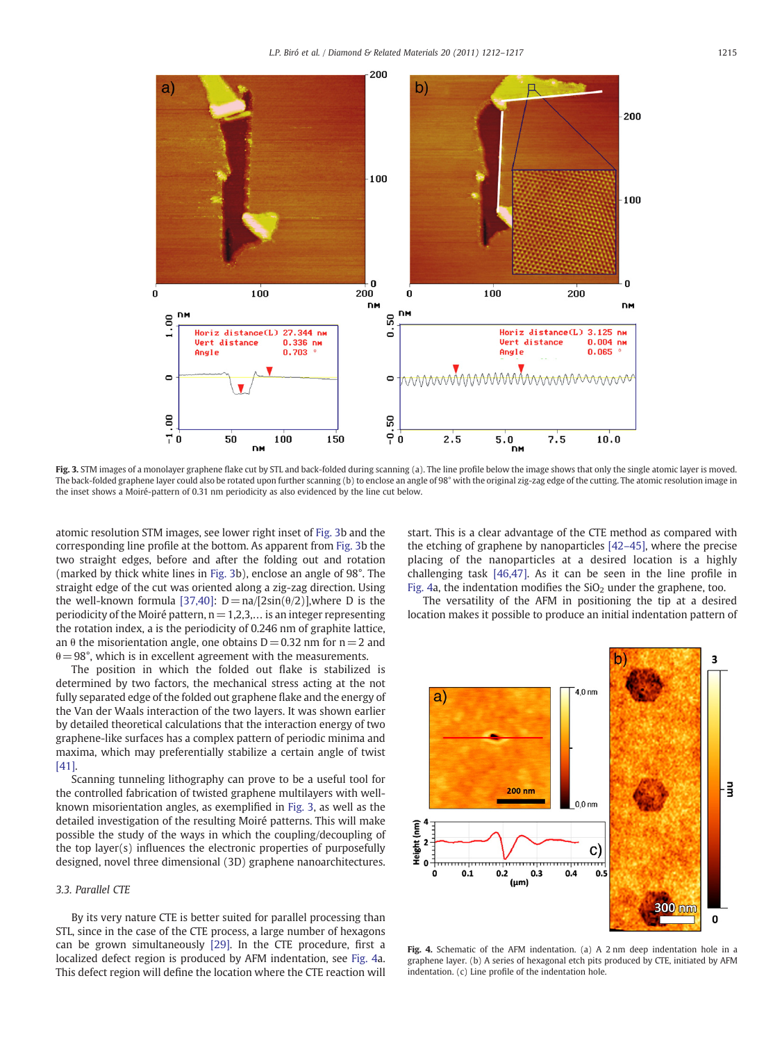Fig. 3. STM images of a monolayer graphene flake cut by STL and back-folded during scanning (a). The line profile below the image shows that only the single atomic layer is moved. The back-folded graphene layer could also be rotated upon further scanning (b) to enclose an angle of 98° with the original zig-zag edge of the cutting. The atomic resolution image in the inset shows a Moiré-pattern of 0.31 nm periodicity as also evidenced by the line cut below.

atomic resolution STM images, see lower right inset of Fig. 3b and the corresponding line profile at the bottom. As apparent from Fig. 3b the two straight edges, before and after the folding out and rotation (marked by thick white lines in Fig. 3b), enclose an angle of 98°. The straight edge of the cut was oriented along a zig-zag direction. Using the well-known formula [37,40]: $D = na/[2\sin(\theta/2)]$, where D is the periodicity of the Moiré pattern, $n = 1,2,3,\ldots$ is an integer representing the rotation index, a is the periodicity of 0.246 nm of graphite lattice, an $\theta$ the misorientation angle, one obtains $D = 0.32$ nm for $n = 2$ and $\theta = 98°$, which is in excellent agreement with the measurements.

The position in which the folded out flake is stabilized is determined by two factors, the mechanical stress acting at the not fully separated edge of the folded out graphene flake and the energy of the Van der Waals interaction of the two layers. It was shown earlier by detailed theoretical calculations that the interaction energy of two graphene-like surfaces has a complex pattern of periodic minima and maxima, which may preferentially stabilize a certain angle of twist [41].

Scanning tunneling lithography can prove to be a useful tool for the controlled fabrication of twisted graphene multilayers with well-known misorientation angles, as exemplified in Fig. 3, as well as the detailed investigation of the resulting Moiré patterns. This will make possible the study of the ways in which the coupling/decoupling of the top layer(s) influences the electronic properties of purposefully designed, novel three dimensional (3D) graphene nanoarchitectures.

### 3.3. Parallel CTE

By its very nature CTE is better suited for parallel processing than STL, since in the case of the CTE process, a large number of hexagons can be grown simultaneously [29]. In the CTE procedure, first a localized defect region is produced by AFM indentation, see Fig. 4a. This defect region will define the location where the CTE reaction will start. This is a clear advantage of the CTE method as compared with the etching of graphene by nanoparticles [42–45], where the precise placing of the nanoparticles at a desired location is a highly challenging task [46,47]. As it can be seen in the line profile in Fig. 4a, the indentation modifies the $SiO_2$ under the graphene, too.

The versatility of the AFM in positioning the tip at a desired location makes it possible to produce an initial indentation pattern of

Fig. 4. Schematic of the AFM indentation. (a) A 2 nm deep indentation hole in a graphene layer. (b) A series of hexagonal etch pits produced by CTE, initiated by AFM indentation. (c) Line profile of the indentation hole.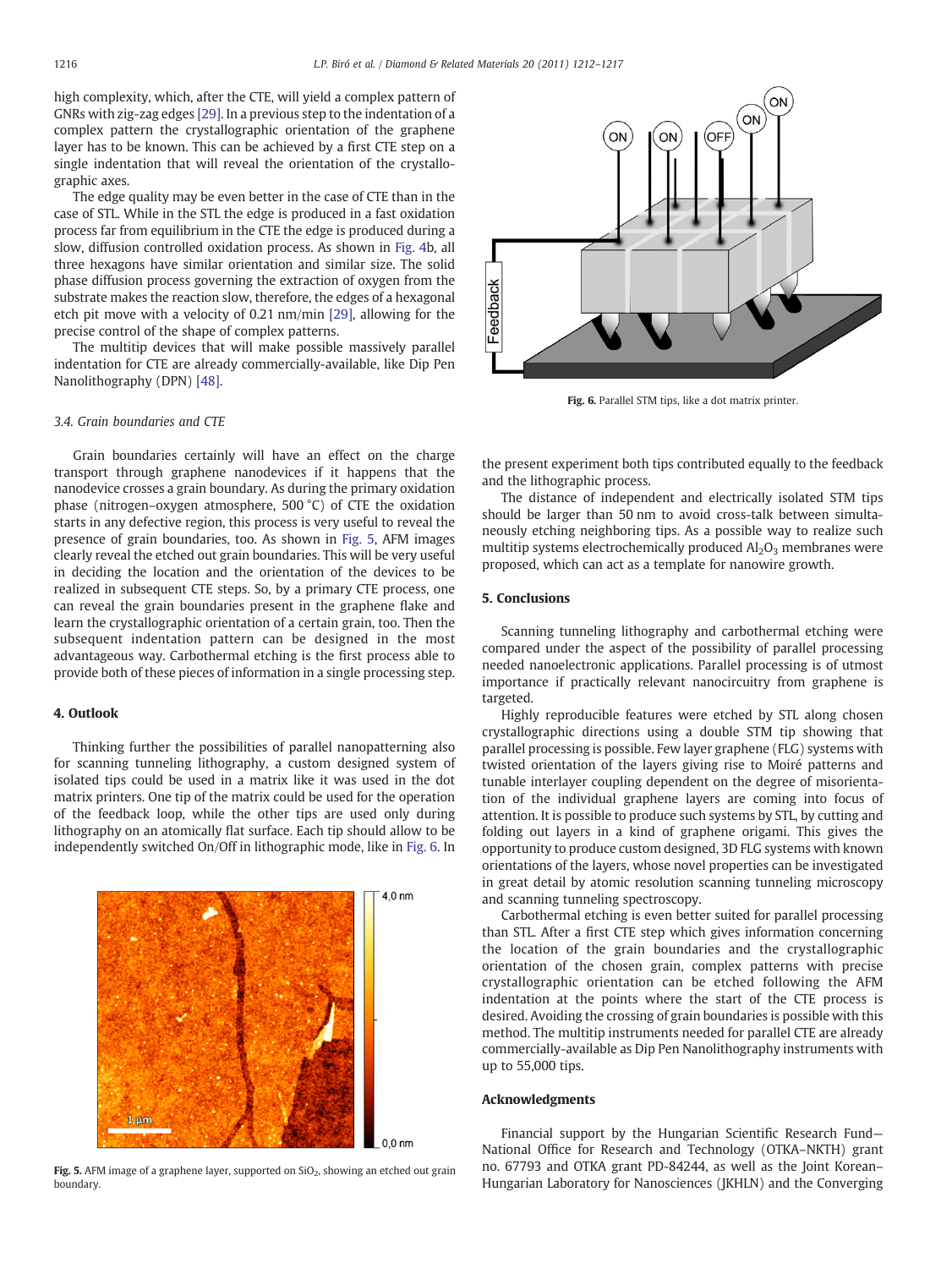high complexity, which, after the CTE, will yield a complex pattern of GNRs with zig-zag edges [29]. In a previous step to the indentation of a complex pattern the crystallographic orientation of the graphene layer has to be known. This can be achieved by a first CTE step on a single indentation that will reveal the orientation of the crystallographic axes.

The edge quality may be even better in the case of CTE than in the case of STL. While in the STL the edge is produced in a fast oxidation process far from equilibrium in the CTE the edge is produced during a slow, diffusion controlled oxidation process. As shown in Fig. 4b, all three hexagons have similar orientation and similar size. The solid phase diffusion process governing the extraction of oxygen from the substrate makes the reaction slow, therefore, the edges of a hexagonal etch pit move with a velocity of 0.21 nm/min [29], allowing for the precise control of the shape of complex patterns.

The multitip devices that will make possible massively parallel indentation for CTE are already commercially-available, like Dip Pen Nanolithography (DPN) [48].

### 3.4. Grain boundaries and CTE

Grain boundaries certainly will have an effect on the charge transport through graphene nanodevices if it happens that the nanodevice crosses a grain boundary. As during the primary oxidation phase (nitrogen–oxygen atmosphere, 500 °C) of CTE the oxidation starts in any defective region, this process is very useful to reveal the presence of grain boundaries, too. As shown in Fig. 5, AFM images clearly reveal the etched out grain boundaries. This will be very useful in deciding the location and the orientation of the devices to be realized in subsequent CTE steps. So, by a primary CTE process, one can reveal the grain boundaries present in the graphene flake and learn the crystallographic orientation of a certain grain, too. Then the subsequent indentation pattern can be designed in the most advantageous way. Carbothermal etching is the first process able to provide both of these pieces of information in a single processing step.

## 4. Outlook

Thinking further the possibilities of parallel nanopatterning also for scanning tunneling lithography, a custom designed system of isolated tips could be used in a matrix like it was used in the dot matrix printers. One tip of the matrix could be used for the operation of the feedback loop, while the other tips are used only during lithography on an atomically flat surface. Each tip should allow to be independently switched On/Off in lithographic mode, like in Fig. 6. In the present experiment both tips contributed equally to the feedback and the lithographic process.

Fig. 5. AFM image of a graphene layer, supported on $SiO_2$, showing an etched out grain boundary.

Fig. 6. Parallel STM tips, like a dot matrix printer.

The distance of independent and electrically isolated STM tips should be larger than 50 nm to avoid cross-talk between simultaneously etching neighboring tips. As a possible way to realize such multitip systems electrochemically produced $Al_2O_3$ membranes were proposed, which can act as a template for nanowire growth.

## 5. Conclusions

Scanning tunneling lithography and carbothermal etching were compared under the aspect of the possibility of parallel processing needed nanoelectronic applications. Parallel processing is of utmost importance if practically relevant nanocircuitry from graphene is targeted.

Highly reproducible features were etched by STL along chosen crystallographic directions using a double STM tip showing that parallel processing is possible. Few layer graphene (FLG) systems with twisted orientation of the layers giving rise to Moiré patterns and tunable interlayer coupling dependent on the degree of misorientation of the individual graphene layers are coming into focus of attention. It is possible to produce such systems by STL, by cutting and folding out layers in a kind of graphene origami. This gives the opportunity to produce custom designed, 3D FLG systems with known orientations of the layers, whose novel properties can be investigated in great detail by atomic resolution scanning tunneling microscopy and scanning tunneling spectroscopy.

Carbothermal etching is even better suited for parallel processing than STL. After a first CTE step which gives information concerning the location of the grain boundaries and the crystallographic orientation of the chosen grain, complex patterns with precise crystallographic orientation can be etched following the AFM indentation at the points where the start of the CTE process is desired. Avoiding the crossing of grain boundaries is possible with this method. The multitip instruments needed for parallel CTE are already commercially-available as Dip Pen Nanolithography instruments with up to 55,000 tips.

## Acknowledgments

Financial support by the Hungarian Scientific Research Fund—National Office for Research and Technology (OTKA–NKTH) grant no. 67793 and OTKA grant PD-84244, as well as the Joint Korean–Hungarian Laboratory for Nanosciences (JKHLN) and the Converging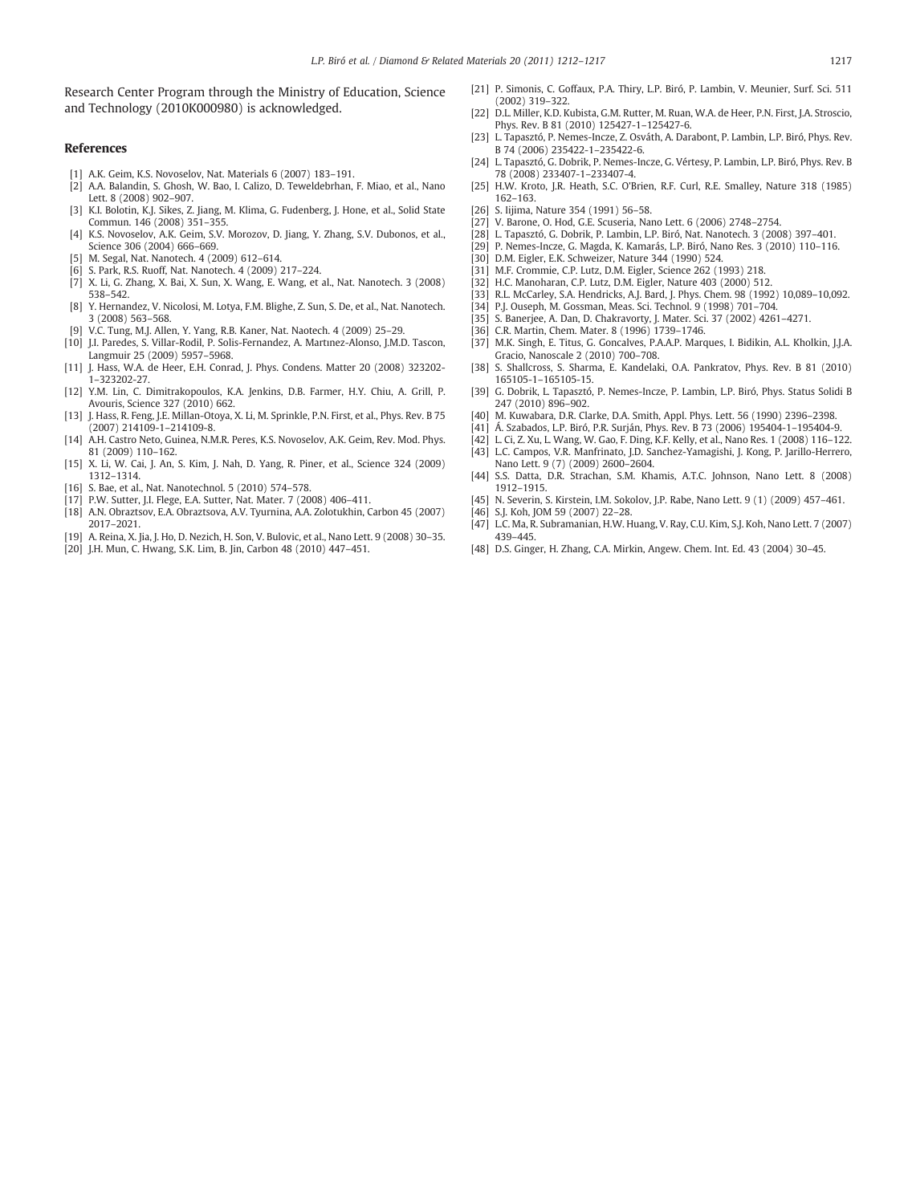Research Center Program through the Ministry of Education, Science and Technology (2010K000980) is acknowledged.

## References

[1] A.K. Geim, K.S. Novoselov, Nat. Materials 6 (2007) 183–191.

[2] A.A. Balandin, S. Ghosh, W. Bao, I. Calizo, D. Teweldebrhan, F. Miao, et al., Nano Lett. 8 (2008) 902–907.

[3] K.I. Bolotin, K.J. Sikes, Z. Jiang, M. Klima, G. Fudenberg, J. Hone, et al., Solid State Commun. 146 (2008) 351–355.

[4] K.S. Novoselov, A.K. Geim, S.V. Morozov, D. Jiang, Y. Zhang, S.V. Dubonos, et al., Science 306 (2004) 666–669.

[5] M. Segal, Nat. Nanotech. 4 (2009) 612–614.

[6] S. Park, R.S. Ruoff, Nat. Nanotech. 4 (2009) 217–224.

[7] X. Li, G. Zhang, X. Bai, X. Sun, X. Wang, E. Wang, et al., Nat. Nanotech. 3 (2008) 538–542.

[8] Y. Hernandez, V. Nicolosi, M. Lotya, F.M. Blighe, Z. Sun, S. De, et al., Nat. Nanotech. 3 (2008) 563–568.

[9] V.C. Tung, M.J. Allen, Y. Yang, R.B. Kaner, Nat. Naotech. 4 (2009) 25–29.

[10] J.I. Paredes, S. Villar-Rodil, P. Solis-Fernandez, A. Martınez-Alonso, J.M.D. Tascon, Langmuir 25 (2009) 5957–5968.

[11] J. Hass, W.A. de Heer, E.H. Conrad, J. Phys. Condens. Matter 20 (2008) 323202-1–323202-27.

[12] Y.M. Lin, C. Dimitrakopoulos, K.A. Jenkins, D.B. Farmer, H.Y. Chiu, A. Grill, P. Avouris, Science 327 (2010) 662.

[13] J. Hass, R. Feng, J.E. Millan-Otoya, X. Li, M. Sprinkle, P.N. First, et al., Phys. Rev. B 75 (2007) 214109-1–214109-8.

[14] A.H. Castro Neto, Guinea, N.M.R. Peres, K.S. Novoselov, A.K. Geim, Rev. Mod. Phys. 81 (2009) 110–162.

[15] X. Li, W. Cai, J. An, S. Kim, J. Nah, D. Yang, R. Piner, et al., Science 324 (2009) 1312–1314.

[16] S. Bae, et al., Nat. Nanotechnol. 5 (2010) 574–578.

[17] P.W. Sutter, J.I. Flege, E.A. Sutter, Nat. Mater. 7 (2008) 406–411.

[18] A.N. Obraztsov, E.A. Obraztsova, A.V. Tyurnina, A.A. Zolotukhin, Carbon 45 (2007) 2017–2021.

[19] A. Reina, X. Jia, J. Ho, D. Nezich, H. Son, V. Bulovic, et al., Nano Lett. 9 (2008) 30–35.

[20] J.H. Mun, C. Hwang, S.K. Lim, B. Jin, Carbon 48 (2010) 447–451.

[21] P. Simonis, C. Goffaux, P.A. Thiry, L.P. Biró, P. Lambin, V. Meunier, Surf. Sci. 511 (2002) 319–322.

[22] D.L. Miller, K.D. Kubista, G.M. Rutter, M. Ruan, W.A. de Heer, P.N. First, J.A. Stroscio, Phys. Rev. B 81 (2010) 125427-1–125427-6.

[23] L. Tapasztó, P. Nemes-Incze, Z. Osváth, A. Darabont, P. Lambin, L.P. Biró, Phys. Rev. B 74 (2006) 235422-1–235422-6.

[24] L. Tapasztó, G. Dobrik, P. Nemes-Incze, G. Vértesy, P. Lambin, L.P. Biró, Phys. Rev. B 78 (2008) 233407-1–233407-4.

[25] H.W. Kroto, J.R. Heath, S.C. O'Brien, R.F. Curl, R.E. Smalley, Nature 318 (1985) 162–163.

[26] S. Iijima, Nature 354 (1991) 56–58.

[27] V. Barone, O. Hod, G.E. Scuseria, Nano Lett. 6 (2006) 2748–2754.

[28] L. Tapasztó, G. Dobrik, P. Lambin, L.P. Biró, Nat. Nanotech. 3 (2008) 397–401.

[29] P. Nemes-Incze, G. Magda, K. Kamarás, L.P. Biró, Nano Res. 3 (2010) 110–116.

[30] D.M. Eigler, E.K. Schweizer, Nature 344 (1990) 524.

[31] M.F. Crommie, C.P. Lutz, D.M. Eigler, Science 262 (1993) 218.

[32] H.C. Manoharan, C.P. Lutz, D.M. Eigler, Nature 403 (2000) 512.

[33] R.L. McCarley, S.A. Hendricks, A.J. Bard, J. Phys. Chem. 98 (1992) 10,089–10,092.

[34] P.J. Ouseph, M. Gossman, Meas. Sci. Technol. 9 (1998) 701–704.

[35] S. Banerjee, A. Dan, D. Chakravorty, J. Mater. Sci. 37 (2002) 4261–4271.

[36] C.R. Martin, Chem. Mater. 8 (1996) 1739–1746.

[37] M.K. Singh, E. Titus, G. Goncalves, P.A.A.P. Marques, I. Bidikin, A.L. Kholkin, J.J.A. Gracio, Nanoscale 2 (2010) 700–708.

[38] S. Shallcross, S. Sharma, E. Kandelaki, O.A. Pankratov, Phys. Rev. B 81 (2010) 165105-1–165105-15.

[39] G. Dobrik, L. Tapasztó, P. Nemes-Incze, P. Lambin, L.P. Biró, Phys. Status Solidi B 247 (2010) 896–902.

[40] M. Kuwabara, D.R. Clarke, D.A. Smith, Appl. Phys. Lett. 56 (1990) 2396–2398.

[41] Á. Szabados, L.P. Biró, P.R. Surján, Phys. Rev. B 73 (2006) 195404-1–195404-9.

[42] L. Ci, Z. Xu, L. Wang, W. Gao, F. Ding, K.F. Kelly, et al., Nano Res. 1 (2008) 116–122.

[43] L.C. Campos, V.R. Manfrinato, J.D. Sanchez-Yamagishi, J. Kong, P. Jarillo-Herrero, Nano Lett. 9 (7) (2009) 2600–2604.

[44] S.S. Datta, D.R. Strachan, S.M. Khamis, A.T.C. Johnson, Nano Lett. 8 (2008) 1912–1915.

[45] N. Severin, S. Kirstein, I.M. Sokolov, J.P. Rabe, Nano Lett. 9 (1) (2009) 457–461.

[46] S.J. Koh, JOM 59 (2007) 22–28.

[47] L.C. Ma, R. Subramanian, H.W. Huang, V. Ray, C.U. Kim, S.J. Koh, Nano Lett. 7 (2007) 439–445.

[48] D.S. Ginger, H. Zhang, C.A. Mirkin, Angew. Chem. Int. Ed. 43 (2004) 30–45.